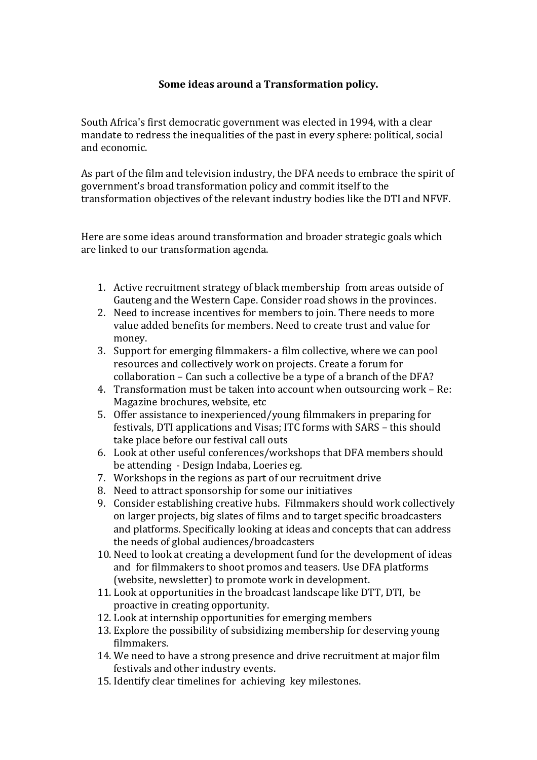**Some ideas around a Transformation policy.**

South Africa's first democratic government was elected in 1994, with a clear mandate to redress the inequalities of the past in every sphere: political, social and economic.

As part of the film and television industry, the DFA needs to embrace the spirit of government's broad transformation policy and commit itself to the transformation objectives of the relevant industry bodies like the DTI and NFVF.

Here are some ideas around transformation and broader strategic goals which are linked to our transformation agenda.

1. Active recruitment strategy of black membership from areas outside of Gauteng and the Western Cape. Consider road shows in the provinces.
2. Need to increase incentives for members to join. There needs to more value added benefits for members. Need to create trust and value for money.
3. Support for emerging filmmakers- a film collective, where we can pool resources and collectively work on projects. Create a forum for collaboration – Can such a collective be a type of a branch of the DFA?
4. Transformation must be taken into account when outsourcing work – Re: Magazine brochures, website, etc
5. Offer assistance to inexperienced/young filmmakers in preparing for festivals, DTI applications and Visas; ITC forms with SARS – this should take place before our festival call outs
6. Look at other useful conferences/workshops that DFA members should be attending - Design Indaba, Loeries eg.
7. Workshops in the regions as part of our recruitment drive
8. Need to attract sponsorship for some our initiatives
9. Consider establishing creative hubs. Filmmakers should work collectively on larger projects, big slates of films and to target specific broadcasters and platforms. Specifically looking at ideas and concepts that can address the needs of global audiences/broadcasters
10. Need to look at creating a development fund for the development of ideas and for filmmakers to shoot promos and teasers. Use DFA platforms (website, newsletter) to promote work in development.
11. Look at opportunities in the broadcast landscape like DTT, DTI, be proactive in creating opportunity.
12. Look at internship opportunities for emerging members
13. Explore the possibility of subsidizing membership for deserving young filmmakers.
14. We need to have a strong presence and drive recruitment at major film festivals and other industry events.
15. Identify clear timelines for achieving key milestones.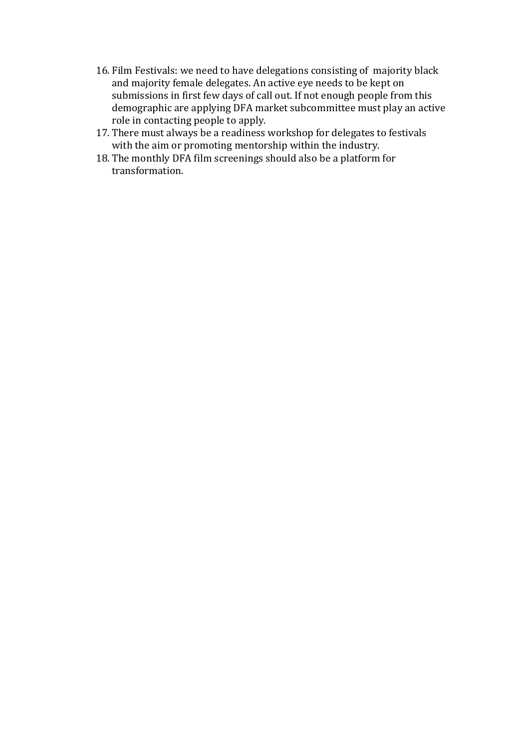16. Film Festivals: we need to have delegations consisting of majority black and majority female delegates. An active eye needs to be kept on submissions in first few days of call out. If not enough people from this demographic are applying DFA market subcommittee must play an active role in contacting people to apply.
17. There must always be a readiness workshop for delegates to festivals with the aim or promoting mentorship within the industry.
18. The monthly DFA film screenings should also be a platform for transformation.